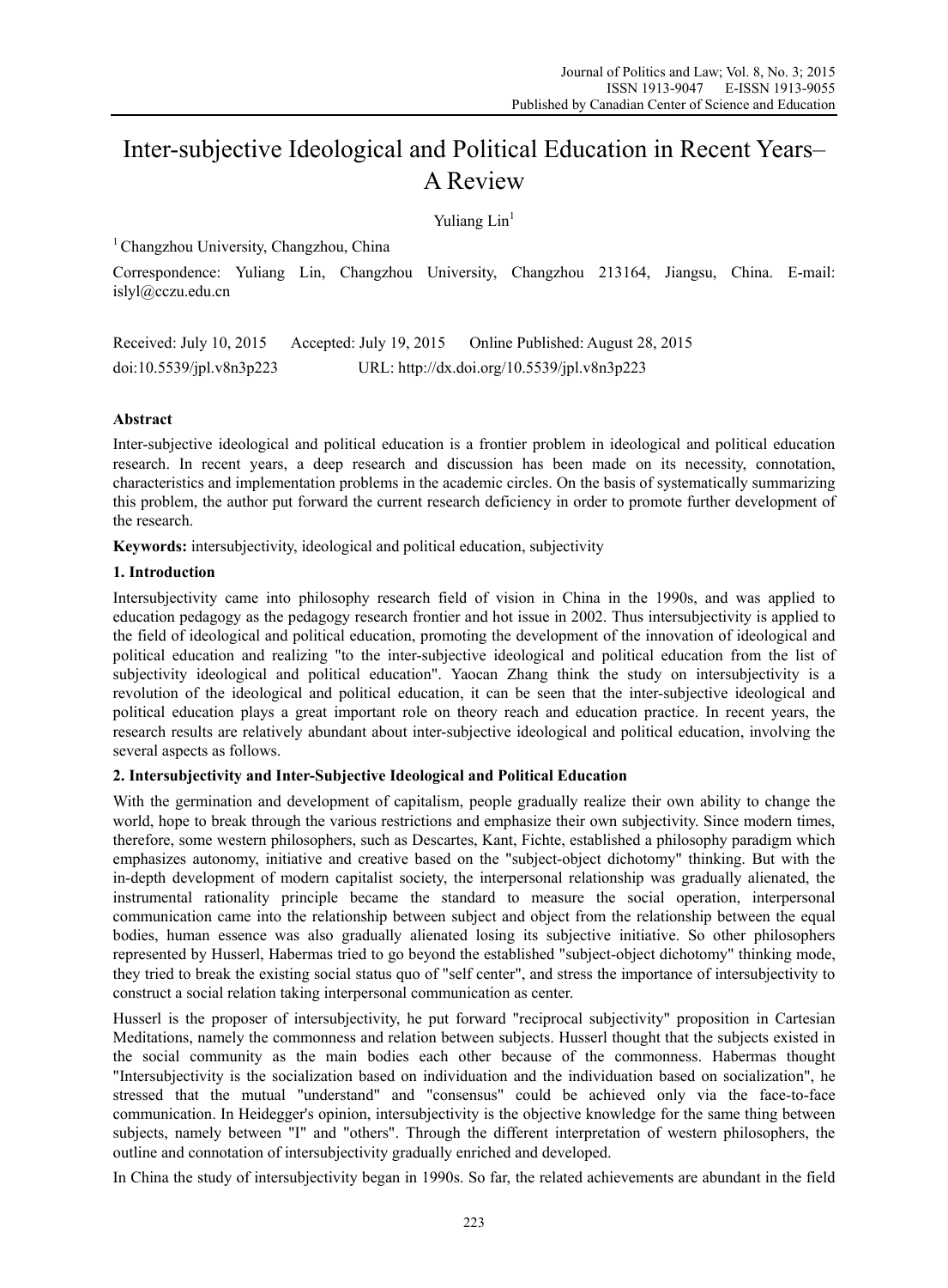# Inter-subjective Ideological and Political Education in Recent Years–A Review

Yuliang Lin[1]

[1] Changzhou University, Changzhou, China

Correspondence: Yuliang Lin, Changzhou University, Changzhou 213164, Jiangsu, China. E-mail: islyl@cczu.edu.cn

Received: July 10, 2015 Accepted: July 19, 2015 Online Published: August 28, 2015

doi:10.5539/jpl.v8n3p223 URL: http://dx.doi.org/10.5539/jpl.v8n3p223

## Abstract

Inter-subjective ideological and political education is a frontier problem in ideological and political education research. In recent years, a deep research and discussion has been made on its necessity, connotation, characteristics and implementation problems in the academic circles. On the basis of systematically summarizing this problem, the author put forward the current research deficiency in order to promote further development of the research.

**Keywords:** intersubjectivity, ideological and political education, subjectivity

## 1. Introduction

Intersubjectivity came into philosophy research field of vision in China in the 1990s, and was applied to education pedagogy as the pedagogy research frontier and hot issue in 2002. Thus intersubjectivity is applied to the field of ideological and political education, promoting the development of the innovation of ideological and political education and realizing "to the inter-subjective ideological and political education from the list of subjectivity ideological and political education". Yaocan Zhang think the study on intersubjectivity is a revolution of the ideological and political education, it can be seen that the inter-subjective ideological and political education plays a great important role on theory reach and education practice. In recent years, the research results are relatively abundant about inter-subjective ideological and political education, involving the several aspects as follows.

## 2. Intersubjectivity and Inter-Subjective Ideological and Political Education

With the germination and development of capitalism, people gradually realize their own ability to change the world, hope to break through the various restrictions and emphasize their own subjectivity. Since modern times, therefore, some western philosophers, such as Descartes, Kant, Fichte, established a philosophy paradigm which emphasizes autonomy, initiative and creative based on the "subject-object dichotomy" thinking. But with the in-depth development of modern capitalist society, the interpersonal relationship was gradually alienated, the instrumental rationality principle became the standard to measure the social operation, interpersonal communication came into the relationship between subject and object from the relationship between the equal bodies, human essence was also gradually alienated losing its subjective initiative. So other philosophers represented by Husserl, Habermas tried to go beyond the established "subject-object dichotomy" thinking mode, they tried to break the existing social status quo of "self center", and stress the importance of intersubjectivity to construct a social relation taking interpersonal communication as center.

Husserl is the proposer of intersubjectivity, he put forward "reciprocal subjectivity" proposition in Cartesian Meditations, namely the commonness and relation between subjects. Husserl thought that the subjects existed in the social community as the main bodies each other because of the commonness. Habermas thought "Intersubjectivity is the socialization based on individuation and the individuation based on socialization", he stressed that the mutual "understand" and "consensus" could be achieved only via the face-to-face communication. In Heidegger's opinion, intersubjectivity is the objective knowledge for the same thing between subjects, namely between "I" and "others". Through the different interpretation of western philosophers, the outline and connotation of intersubjectivity gradually enriched and developed.

In China the study of intersubjectivity began in 1990s. So far, the related achievements are abundant in the field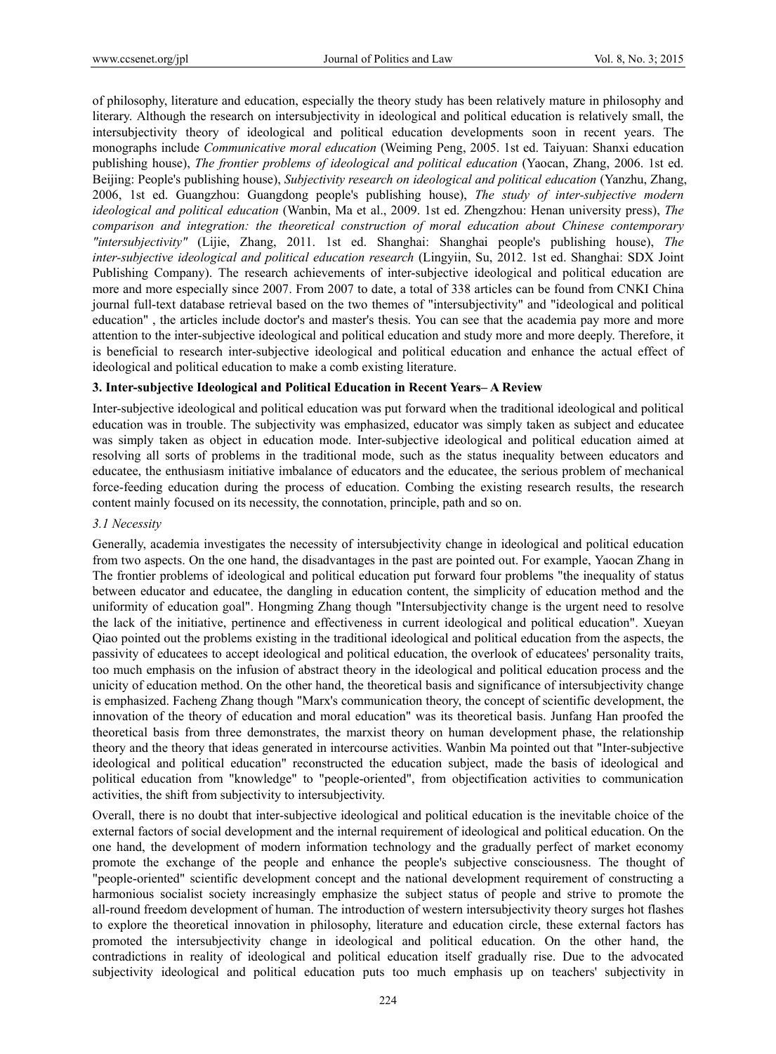of philosophy, literature and education, especially the theory study has been relatively mature in philosophy and literary. Although the research on intersubjectivity in ideological and political education is relatively small, the intersubjectivity theory of ideological and political education developments soon in recent years. The monographs include *Communicative moral education* (Weiming Peng, 2005. 1st ed. Taiyuan: Shanxi education publishing house), *The frontier problems of ideological and political education* (Yaocan, Zhang, 2006. 1st ed. Beijing: People's publishing house), *Subjectivity research on ideological and political education* (Yanzhu, Zhang, 2006, 1st ed. Guangzhou: Guangdong people's publishing house), *The study of inter-subjective modern ideological and political education* (Wanbin, Ma et al., 2009. 1st ed. Zhengzhou: Henan university press), *The comparison and integration: the theoretical construction of moral education about Chinese contemporary "intersubjectivity"* (Lijie, Zhang, 2011. 1st ed. Shanghai: Shanghai people's publishing house), *The inter-subjective ideological and political education research* (Lingyiin, Su, 2012. 1st ed. Shanghai: SDX Joint Publishing Company). The research achievements of inter-subjective ideological and political education are more and more especially since 2007. From 2007 to date, a total of 338 articles can be found from CNKI China journal full-text database retrieval based on the two themes of "intersubjectivity" and "ideological and political education" , the articles include doctor's and master's thesis. You can see that the academia pay more and more attention to the inter-subjective ideological and political education and study more and more deeply. Therefore, it is beneficial to research inter-subjective ideological and political education and enhance the actual effect of ideological and political education to make a comb existing literature.

### 3. Inter-subjective Ideological and Political Education in Recent Years– A Review

Inter-subjective ideological and political education was put forward when the traditional ideological and political education was in trouble. The subjectivity was emphasized, educator was simply taken as subject and educatee was simply taken as object in education mode. Inter-subjective ideological and political education aimed at resolving all sorts of problems in the traditional mode, such as the status inequality between educators and educatee, the enthusiasm initiative imbalance of educators and the educatee, the serious problem of mechanical force-feeding education during the process of education. Combing the existing research results, the research content mainly focused on its necessity, the connotation, principle, path and so on.

#### *3.1 Necessity*

Generally, academia investigates the necessity of intersubjectivity change in ideological and political education from two aspects. On the one hand, the disadvantages in the past are pointed out. For example, Yaocan Zhang in The frontier problems of ideological and political education put forward four problems "the inequality of status between educator and educatee, the dangling in education content, the simplicity of education method and the uniformity of education goal". Hongming Zhang though "Intersubjectivity change is the urgent need to resolve the lack of the initiative, pertinence and effectiveness in current ideological and political education". Xueyan Qiao pointed out the problems existing in the traditional ideological and political education from the aspects, the passivity of educatees to accept ideological and political education, the overlook of educatees' personality traits, too much emphasis on the infusion of abstract theory in the ideological and political education process and the unicity of education method. On the other hand, the theoretical basis and significance of intersubjectivity change is emphasized. Facheng Zhang though "Marx's communication theory, the concept of scientific development, the innovation of the theory of education and moral education" was its theoretical basis. Junfang Han proofed the theoretical basis from three demonstrates, the marxist theory on human development phase, the relationship theory and the theory that ideas generated in intercourse activities. Wanbin Ma pointed out that "Inter-subjective ideological and political education" reconstructed the education subject, made the basis of ideological and political education from "knowledge" to "people-oriented", from objectification activities to communication activities, the shift from subjectivity to intersubjectivity.

Overall, there is no doubt that inter-subjective ideological and political education is the inevitable choice of the external factors of social development and the internal requirement of ideological and political education. On the one hand, the development of modern information technology and the gradually perfect of market economy promote the exchange of the people and enhance the people's subjective consciousness. The thought of "people-oriented" scientific development concept and the national development requirement of constructing a harmonious socialist society increasingly emphasize the subject status of people and strive to promote the all-round freedom development of human. The introduction of western intersubjectivity theory surges hot flashes to explore the theoretical innovation in philosophy, literature and education circle, these external factors has promoted the intersubjectivity change in ideological and political education. On the other hand, the contradictions in reality of ideological and political education itself gradually rise. Due to the advocated subjectivity ideological and political education puts too much emphasis up on teachers' subjectivity in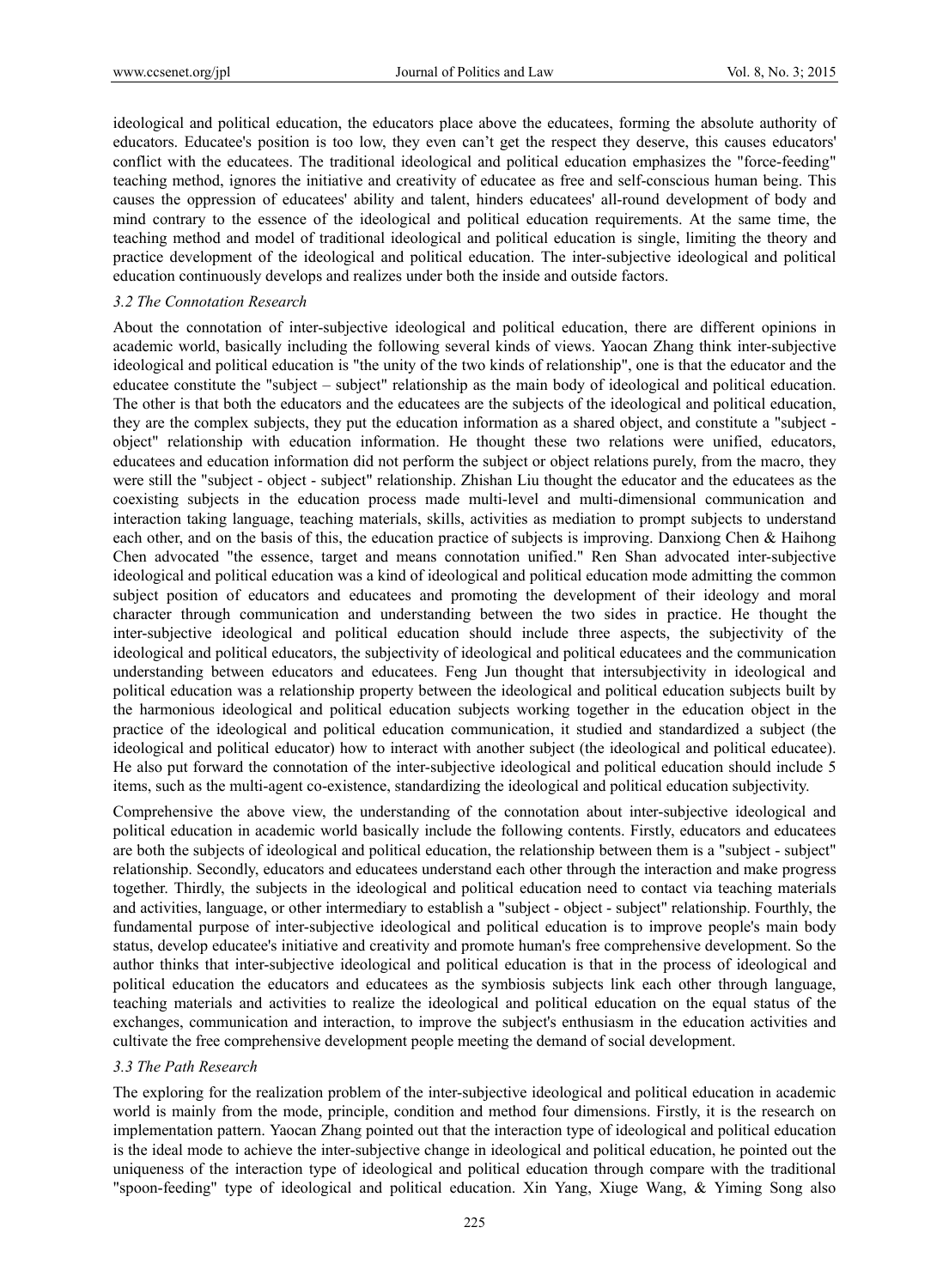ideological and political education, the educators place above the educatees, forming the absolute authority of educators. Educatee's position is too low, they even can't get the respect they deserve, this causes educators' conflict with the educatees. The traditional ideological and political education emphasizes the "force-feeding" teaching method, ignores the initiative and creativity of educatee as free and self-conscious human being. This causes the oppression of educatees' ability and talent, hinders educatees' all-round development of body and mind contrary to the essence of the ideological and political education requirements. At the same time, the teaching method and model of traditional ideological and political education is single, limiting the theory and practice development of the ideological and political education. The inter-subjective ideological and political education continuously develops and realizes under both the inside and outside factors.

### *3.2 The Connotation Research*

About the connotation of inter-subjective ideological and political education, there are different opinions in academic world, basically including the following several kinds of views. Yaocan Zhang think inter-subjective ideological and political education is "the unity of the two kinds of relationship", one is that the educator and the educatee constitute the "subject – subject" relationship as the main body of ideological and political education. The other is that both the educators and the educatees are the subjects of the ideological and political education, they are the complex subjects, they put the education information as a shared object, and constitute a "subject - object" relationship with education information. He thought these two relations were unified, educators, educatees and education information did not perform the subject or object relations purely, from the macro, they were still the "subject - object - subject" relationship. Zhishan Liu thought the educator and the educatees as the coexisting subjects in the education process made multi-level and multi-dimensional communication and interaction taking language, teaching materials, skills, activities as mediation to prompt subjects to understand each other, and on the basis of this, the education practice of subjects is improving. Danxiong Chen & Haihong Chen advocated "the essence, target and means connotation unified." Ren Shan advocated inter-subjective ideological and political education was a kind of ideological and political education mode admitting the common subject position of educators and educatees and promoting the development of their ideology and moral character through communication and understanding between the two sides in practice. He thought the inter-subjective ideological and political education should include three aspects, the subjectivity of the ideological and political educators, the subjectivity of ideological and political educatees and the communication understanding between educators and educatees. Feng Jun thought that intersubjectivity in ideological and political education was a relationship property between the ideological and political education subjects built by the harmonious ideological and political education subjects working together in the education object in the practice of the ideological and political education communication, it studied and standardized a subject (the ideological and political educator) how to interact with another subject (the ideological and political educatee). He also put forward the connotation of the inter-subjective ideological and political education should include 5 items, such as the multi-agent co-existence, standardizing the ideological and political education subjectivity.

Comprehensive the above view, the understanding of the connotation about inter-subjective ideological and political education in academic world basically include the following contents. Firstly, educators and educatees are both the subjects of ideological and political education, the relationship between them is a "subject - subject" relationship. Secondly, educators and educatees understand each other through the interaction and make progress together. Thirdly, the subjects in the ideological and political education need to contact via teaching materials and activities, language, or other intermediary to establish a "subject - object - subject" relationship. Fourthly, the fundamental purpose of inter-subjective ideological and political education is to improve people's main body status, develop educatee's initiative and creativity and promote human's free comprehensive development. So the author thinks that inter-subjective ideological and political education is that in the process of ideological and political education the educators and educatees as the symbiosis subjects link each other through language, teaching materials and activities to realize the ideological and political education on the equal status of the exchanges, communication and interaction, to improve the subject's enthusiasm in the education activities and cultivate the free comprehensive development people meeting the demand of social development.

### *3.3 The Path Research*

The exploring for the realization problem of the inter-subjective ideological and political education in academic world is mainly from the mode, principle, condition and method four dimensions. Firstly, it is the research on implementation pattern. Yaocan Zhang pointed out that the interaction type of ideological and political education is the ideal mode to achieve the inter-subjective change in ideological and political education, he pointed out the uniqueness of the interaction type of ideological and political education through compare with the traditional "spoon-feeding" type of ideological and political education. Xin Yang, Xiuge Wang, & Yiming Song also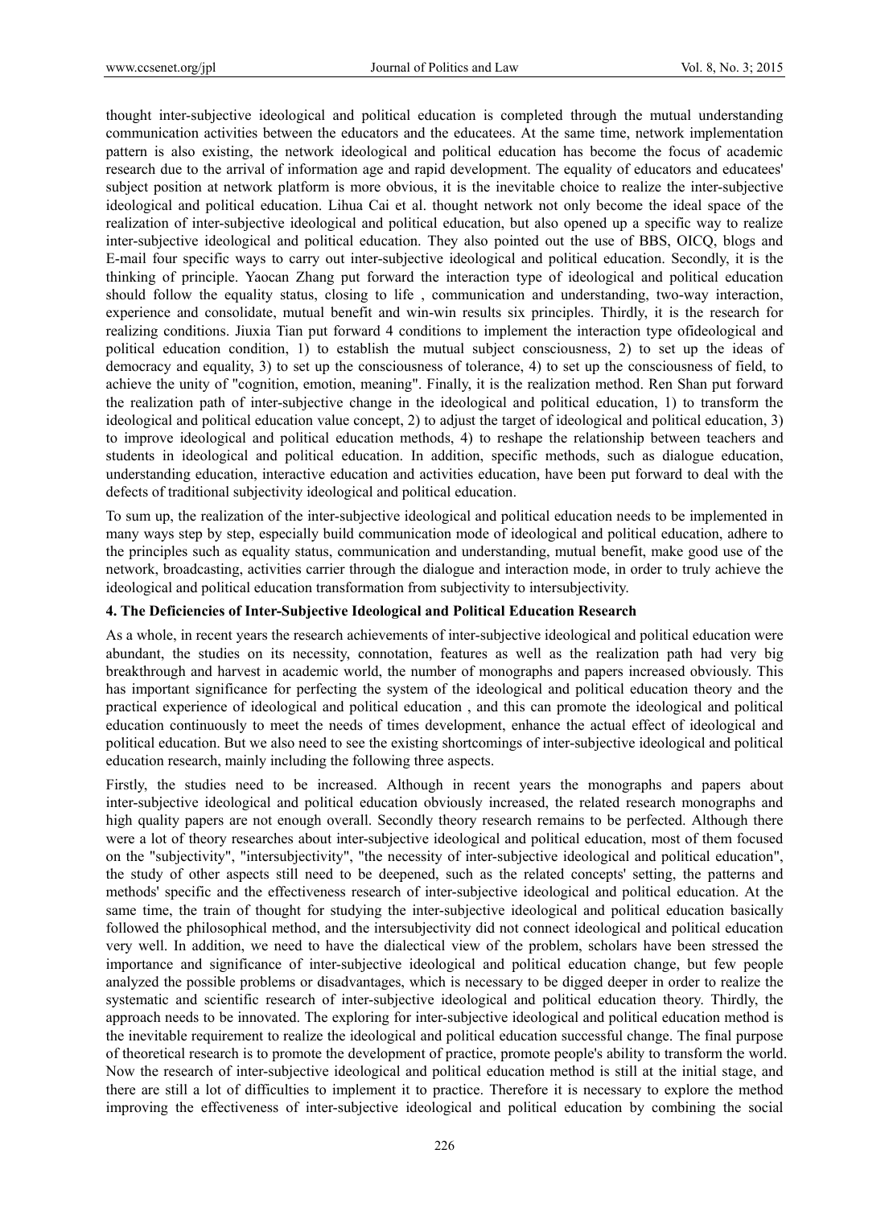thought inter-subjective ideological and political education is completed through the mutual understanding communication activities between the educators and the educatees. At the same time, network implementation pattern is also existing, the network ideological and political education has become the focus of academic research due to the arrival of information age and rapid development. The equality of educators and educatees' subject position at network platform is more obvious, it is the inevitable choice to realize the inter-subjective ideological and political education. Lihua Cai et al. thought network not only become the ideal space of the realization of inter-subjective ideological and political education, but also opened up a specific way to realize inter-subjective ideological and political education. They also pointed out the use of BBS, OICQ, blogs and E-mail four specific ways to carry out inter-subjective ideological and political education. Secondly, it is the thinking of principle. Yaocan Zhang put forward the interaction type of ideological and political education should follow the equality status, closing to life , communication and understanding, two-way interaction, experience and consolidate, mutual benefit and win-win results six principles. Thirdly, it is the research for realizing conditions. Jiuxia Tian put forward 4 conditions to implement the interaction type ofideological and political education condition, 1) to establish the mutual subject consciousness, 2) to set up the ideas of democracy and equality, 3) to set up the consciousness of tolerance, 4) to set up the consciousness of field, to achieve the unity of "cognition, emotion, meaning". Finally, it is the realization method. Ren Shan put forward the realization path of inter-subjective change in the ideological and political education, 1) to transform the ideological and political education value concept, 2) to adjust the target of ideological and political education, 3) to improve ideological and political education methods, 4) to reshape the relationship between teachers and students in ideological and political education. In addition, specific methods, such as dialogue education, understanding education, interactive education and activities education, have been put forward to deal with the defects of traditional subjectivity ideological and political education.

To sum up, the realization of the inter-subjective ideological and political education needs to be implemented in many ways step by step, especially build communication mode of ideological and political education, adhere to the principles such as equality status, communication and understanding, mutual benefit, make good use of the network, broadcasting, activities carrier through the dialogue and interaction mode, in order to truly achieve the ideological and political education transformation from subjectivity to intersubjectivity.

## 4. The Deficiencies of Inter-Subjective Ideological and Political Education Research

As a whole, in recent years the research achievements of inter-subjective ideological and political education were abundant, the studies on its necessity, connotation, features as well as the realization path had very big breakthrough and harvest in academic world, the number of monographs and papers increased obviously. This has important significance for perfecting the system of the ideological and political education theory and the practical experience of ideological and political education , and this can promote the ideological and political education continuously to meet the needs of times development, enhance the actual effect of ideological and political education. But we also need to see the existing shortcomings of inter-subjective ideological and political education research, mainly including the following three aspects.

Firstly, the studies need to be increased. Although in recent years the monographs and papers about inter-subjective ideological and political education obviously increased, the related research monographs and high quality papers are not enough overall. Secondly theory research remains to be perfected. Although there were a lot of theory researches about inter-subjective ideological and political education, most of them focused on the "subjectivity", "intersubjectivity", "the necessity of inter-subjective ideological and political education", the study of other aspects still need to be deepened, such as the related concepts' setting, the patterns and methods' specific and the effectiveness research of inter-subjective ideological and political education. At the same time, the train of thought for studying the inter-subjective ideological and political education basically followed the philosophical method, and the intersubjectivity did not connect ideological and political education very well. In addition, we need to have the dialectical view of the problem, scholars have been stressed the importance and significance of inter-subjective ideological and political education change, but few people analyzed the possible problems or disadvantages, which is necessary to be digged deeper in order to realize the systematic and scientific research of inter-subjective ideological and political education theory. Thirdly, the approach needs to be innovated. The exploring for inter-subjective ideological and political education method is the inevitable requirement to realize the ideological and political education successful change. The final purpose of theoretical research is to promote the development of practice, promote people's ability to transform the world. Now the research of inter-subjective ideological and political education method is still at the initial stage, and there are still a lot of difficulties to implement it to practice. Therefore it is necessary to explore the method improving the effectiveness of inter-subjective ideological and political education by combining the social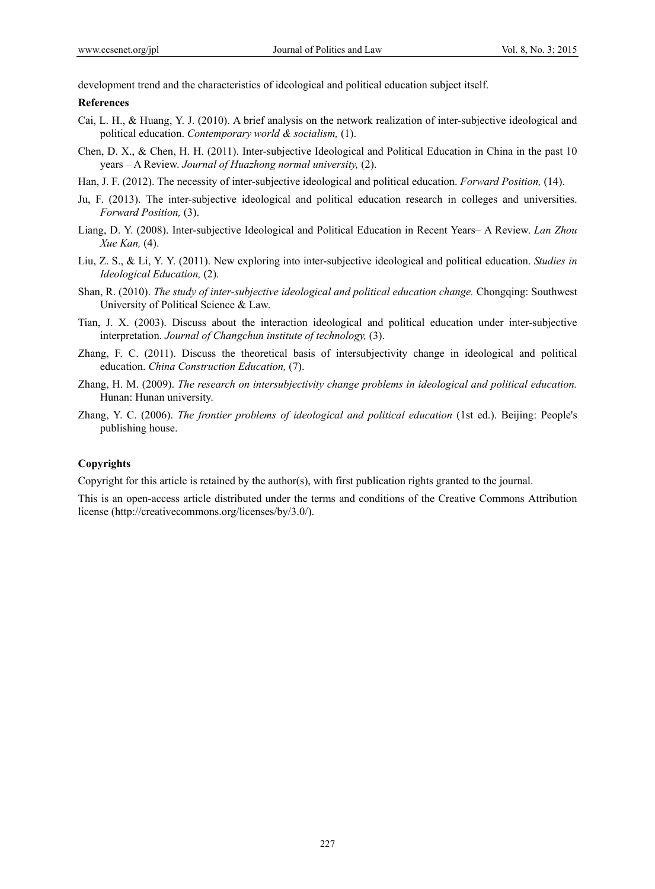development trend and the characteristics of ideological and political education subject itself.

## References

Cai, L. H., & Huang, Y. J. (2010). A brief analysis on the network realization of inter-subjective ideological and political education. *Contemporary world & socialism,* (1).

Chen, D. X., & Chen, H. H. (2011). Inter-subjective Ideological and Political Education in China in the past 10 years – A Review. *Journal of Huazhong normal university,* (2).

Han, J. F. (2012). The necessity of inter-subjective ideological and political education. *Forward Position,* (14).

Ju, F. (2013). The inter-subjective ideological and political education research in colleges and universities. *Forward Position,* (3).

Liang, D. Y. (2008). Inter-subjective Ideological and Political Education in Recent Years– A Review. *Lan Zhou Xue Kan,* (4).

Liu, Z. S., & Li, Y. Y. (2011). New exploring into inter-subjective ideological and political education. *Studies in Ideological Education,* (2).

Shan, R. (2010). *The study of inter-subjective ideological and political education change.* Chongqing: Southwest University of Political Science & Law.

Tian, J. X. (2003). Discuss about the interaction ideological and political education under inter-subjective interpretation. *Journal of Changchun institute of technology,* (3).

Zhang, F. C. (2011). Discuss the theoretical basis of intersubjectivity change in ideological and political education. *China Construction Education,* (7).

Zhang, H. M. (2009). *The research on intersubjectivity change problems in ideological and political education.* Hunan: Hunan university.

Zhang, Y. C. (2006). *The frontier problems of ideological and political education* (1st ed.). Beijing: People's publishing house.

## Copyrights

Copyright for this article is retained by the author(s), with first publication rights granted to the journal.

This is an open-access article distributed under the terms and conditions of the Creative Commons Attribution license (http://creativecommons.org/licenses/by/3.0/).